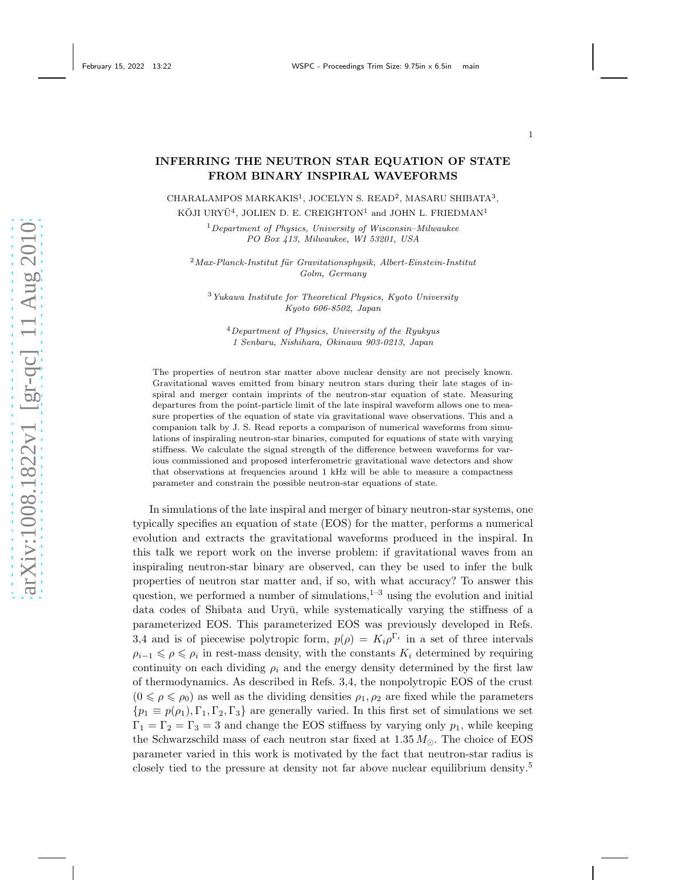# INFERRING THE NEUTRON STAR EQUATION OF STATE FROM BINARY INSPIRAL WAVEFORMS

CHARALAMPOS MARKAKIS[1], JOCELYN S. READ[2], MASARU SHIBATA[3], KŌJI URYŪ[4], JOLIEN D. E. CREIGHTON[1] and JOHN L. FRIEDMAN[1]

[1] *Department of Physics, University of Wisconsin–Milwaukee PO Box 413, Milwaukee, WI 53201, USA*

[2] *Max-Planck-Institut für Gravitationsphysik, Albert-Einstein-Institut Golm, Germany*

[3] *Yukawa Institute for Theoretical Physics, Kyoto University Kyoto 606-8502, Japan*

[4] *Department of Physics, University of the Ryukyus 1 Senbaru, Nishihara, Okinawa 903-0213, Japan*

The properties of neutron star matter above nuclear density are not precisely known. Gravitational waves emitted from binary neutron stars during their late stages of inspiral and merger contain imprints of the neutron-star equation of state. Measuring departures from the point-particle limit of the late inspiral waveform allows one to measure properties of the equation of state via gravitational wave observations. This and a companion talk by J. S. Read reports a comparison of numerical waveforms from simulations of inspiraling neutron-star binaries, computed for equations of state with varying stiffness. We calculate the signal strength of the difference between waveforms for various commissioned and proposed interferometric gravitational wave detectors and show that observations at frequencies around 1 kHz will be able to measure a compactness parameter and constrain the possible neutron-star equations of state.

In simulations of the late inspiral and merger of binary neutron-star systems, one typically specifies an equation of state (EOS) for the matter, performs a numerical evolution and extracts the gravitational waveforms produced in the inspiral. In this talk we report work on the inverse problem: if gravitational waves from an inspiraling neutron-star binary are observed, can they be used to infer the bulk properties of neutron star matter and, if so, with what accuracy? To answer this question, we performed a number of simulations,[1–3] using the evolution and initial data codes of Shibata and Uryū, while systematically varying the stiffness of a parameterized EOS. This parameterized EOS was previously developed in Refs. 3,4 and is of piecewise polytropic form, $p(\rho) = K_i \rho^{\Gamma_i}$ in a set of three intervals $\rho_{i-1} \leqslant \rho \leqslant \rho_i$ in rest-mass density, with the constants $K_i$ determined by requiring continuity on each dividing $\rho_i$ and the energy density determined by the first law of thermodynamics. As described in Refs. 3,4, the nonpolytropic EOS of the crust $(0 \leqslant \rho \leqslant \rho_0)$ as well as the dividing densities $\rho_1, \rho_2$ are fixed while the parameters $\{p_1 \equiv p(\rho_1), \Gamma_1, \Gamma_2, \Gamma_3\}$ are generally varied. In this first set of simulations we set $\Gamma_1 = \Gamma_2 = \Gamma_3 = 3$ and change the EOS stiffness by varying only $p_1$, while keeping the Schwarzschild mass of each neutron star fixed at $1.35\, M_\odot$. The choice of EOS parameter varied in this work is motivated by the fact that neutron-star radius is closely tied to the pressure at density not far above nuclear equilibrium density.[5]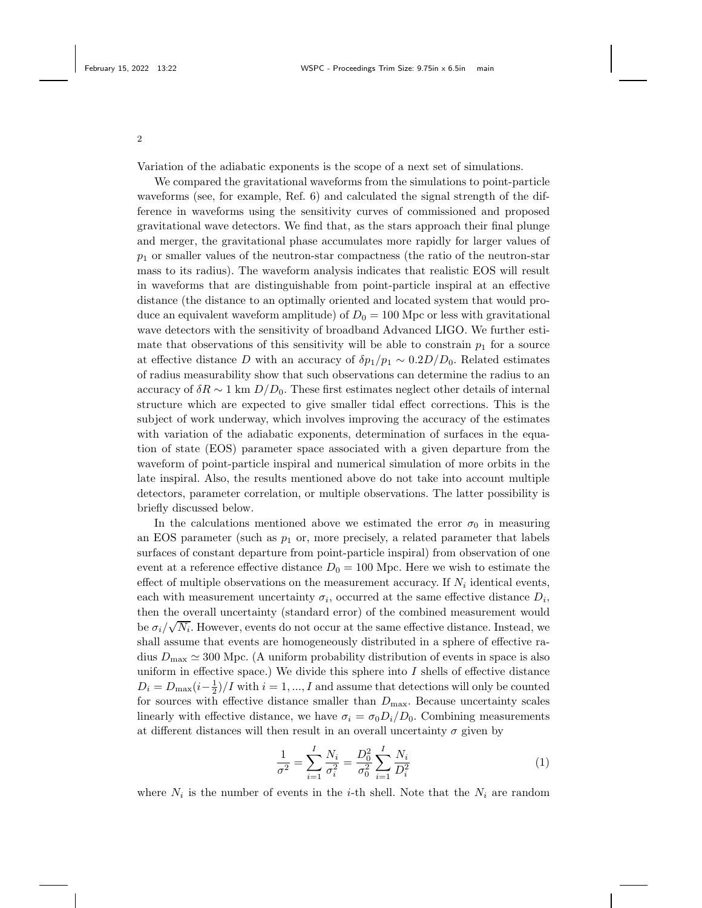Variation of the adiabatic exponents is the scope of a next set of simulations.

We compared the gravitational waveforms from the simulations to point-particle waveforms (see, for example, Ref. 6) and calculated the signal strength of the difference in waveforms using the sensitivity curves of commissioned and proposed gravitational wave detectors. We find that, as the stars approach their final plunge and merger, the gravitational phase accumulates more rapidly for larger values of $p_1$ or smaller values of the neutron-star compactness (the ratio of the neutron-star mass to its radius). The waveform analysis indicates that realistic EOS will result in waveforms that are distinguishable from point-particle inspiral at an effective distance (the distance to an optimally oriented and located system that would produce an equivalent waveform amplitude) of $D_0 = 100$ Mpc or less with gravitational wave detectors with the sensitivity of broadband Advanced LIGO. We further estimate that observations of this sensitivity will be able to constrain $p_1$ for a source at effective distance $D$ with an accuracy of $\delta p_1/p_1 \sim 0.2D/D_0$. Related estimates of radius measurability show that such observations can determine the radius to an accuracy of $\delta R \sim 1$ km $D/D_0$. These first estimates neglect other details of internal structure which are expected to give smaller tidal effect corrections. This is the subject of work underway, which involves improving the accuracy of the estimates with variation of the adiabatic exponents, determination of surfaces in the equation of state (EOS) parameter space associated with a given departure from the waveform of point-particle inspiral and numerical simulation of more orbits in the late inspiral. Also, the results mentioned above do not take into account multiple detectors, parameter correlation, or multiple observations. The latter possibility is briefly discussed below.

In the calculations mentioned above we estimated the error $\sigma_0$ in measuring an EOS parameter (such as $p_1$ or, more precisely, a related parameter that labels surfaces of constant departure from point-particle inspiral) from observation of one event at a reference effective distance $D_0 = 100$ Mpc. Here we wish to estimate the effect of multiple observations on the measurement accuracy. If $N_i$ identical events, each with measurement uncertainty $\sigma_i$, occurred at the same effective distance $D_i$, then the overall uncertainty (standard error) of the combined measurement would be $\sigma_i/\sqrt{N_i}$. However, events do not occur at the same effective distance. Instead, we shall assume that events are homogeneously distributed in a sphere of effective radius $D_{\max} \simeq 300$ Mpc. (A uniform probability distribution of events in space is also uniform in effective space.) We divide this sphere into $I$ shells of effective distance $D_i = D_{\max}(i - \frac{1}{2})/I$ with $i = 1, ..., I$ and assume that detections will only be counted for sources with effective distance smaller than $D_{\max}$. Because uncertainty scales linearly with effective distance, we have $\sigma_i = \sigma_0 D_i/D_0$. Combining measurements at different distances will then result in an overall uncertainty $\sigma$ given by

$$\frac{1}{\sigma^2} = \sum_{i=1}^{I} \frac{N_i}{\sigma_i^2} = \frac{D_0^2}{\sigma_0^2} \sum_{i=1}^{I} \frac{N_i}{D_i^2} \tag{1}$$

where $N_i$ is the number of events in the $i$-th shell. Note that the $N_i$ are random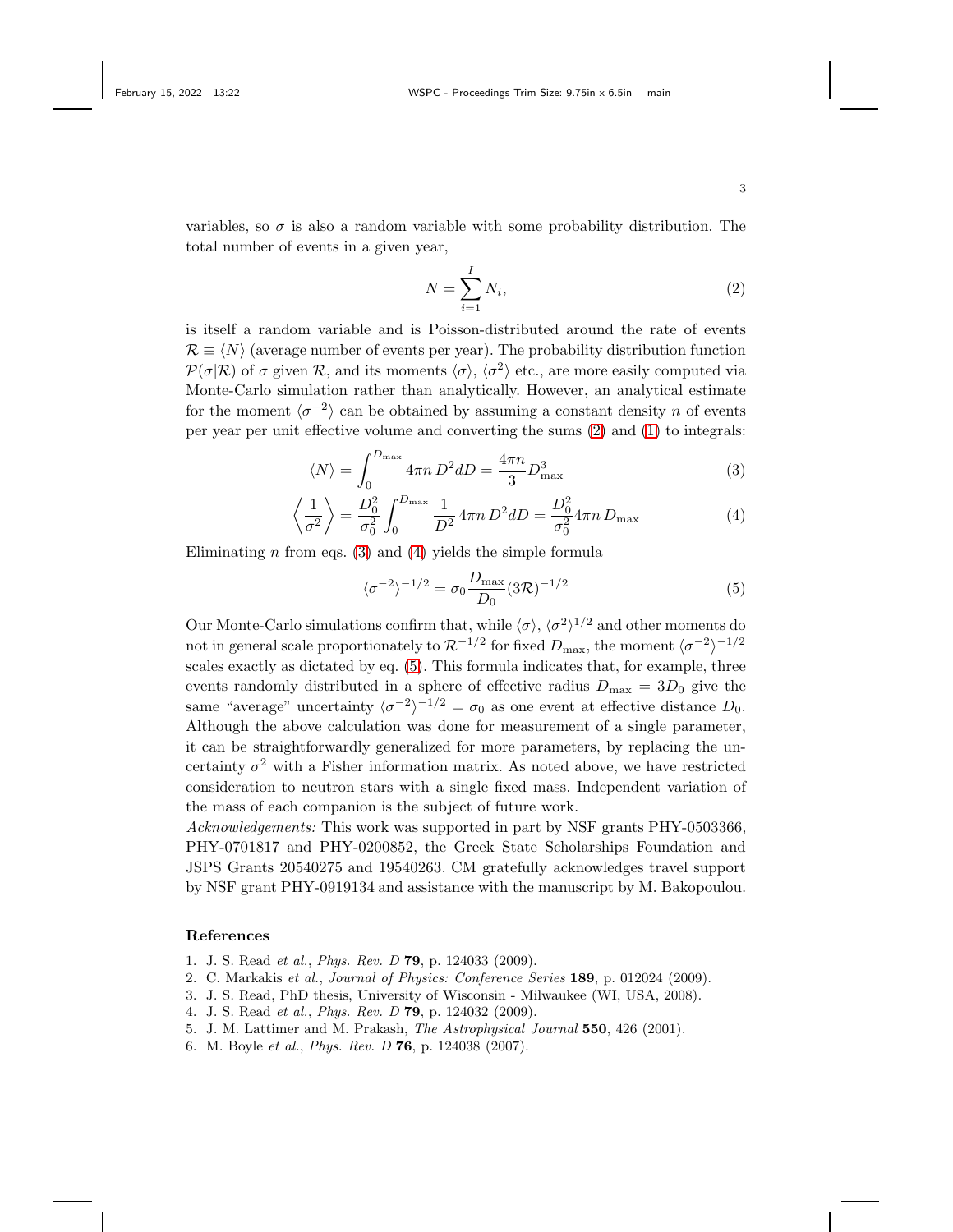variables, so $\sigma$ is also a random variable with some probability distribution. The total number of events in a given year,

$$N = \sum_{i=1}^{I} N_i, \tag{2}$$

is itself a random variable and is Poisson-distributed around the rate of events $\mathcal{R} \equiv \langle N \rangle$ (average number of events per year). The probability distribution function $\mathcal{P}(\sigma|\mathcal{R})$ of $\sigma$ given $\mathcal{R}$, and its moments $\langle \sigma \rangle$, $\langle \sigma^2 \rangle$ etc., are more easily computed via Monte-Carlo simulation rather than analytically. However, an analytical estimate for the moment $\langle \sigma^{-2} \rangle$ can be obtained by assuming a constant density $n$ of events per year per unit effective volume and converting the sums (2) and (1) to integrals:

$$\langle N \rangle = \int_0^{D_{\max}} 4\pi n \, D^2 dD = \frac{4\pi n}{3} D_{\max}^3 \tag{3}$$

$$\left\langle \frac{1}{\sigma^2} \right\rangle = \frac{D_0^2}{\sigma_0^2} \int_0^{D_{\max}} \frac{1}{D^2} \, 4\pi n \, D^2 dD = \frac{D_0^2}{\sigma_0^2} 4\pi n \, D_{\max} \tag{4}$$

Eliminating $n$ from eqs. (3) and (4) yields the simple formula

$$\langle \sigma^{-2} \rangle^{-1/2} = \sigma_0 \frac{D_{\max}}{D_0} (3\mathcal{R})^{-1/2} \tag{5}$$

Our Monte-Carlo simulations confirm that, while $\langle \sigma \rangle$, $\langle \sigma^2 \rangle^{1/2}$ and other moments do not in general scale proportionately to $\mathcal{R}^{-1/2}$ for fixed $D_{\max}$, the moment $\langle \sigma^{-2} \rangle^{-1/2}$ scales exactly as dictated by eq. (5). This formula indicates that, for example, three events randomly distributed in a sphere of effective radius $D_{\max} = 3D_0$ give the same "average" uncertainty $\langle \sigma^{-2} \rangle^{-1/2} = \sigma_0$ as one event at effective distance $D_0$. Although the above calculation was done for measurement of a single parameter, it can be straightforwardly generalized for more parameters, by replacing the uncertainty $\sigma^2$ with a Fisher information matrix. As noted above, we have restricted consideration to neutron stars with a single fixed mass. Independent variation of the mass of each companion is the subject of future work.

*Acknowledgements:* This work was supported in part by NSF grants PHY-0503366, PHY-0701817 and PHY-0200852, the Greek State Scholarships Foundation and JSPS Grants 20540275 and 19540263. CM gratefully acknowledges travel support by NSF grant PHY-0919134 and assistance with the manuscript by M. Bakopoulou.

## References

1. J. S. Read *et al.*, *Phys. Rev. D* **79**, p. 124033 (2009).
2. C. Markakis *et al.*, *Journal of Physics: Conference Series* **189**, p. 012024 (2009).
3. J. S. Read, PhD thesis, University of Wisconsin - Milwaukee (WI, USA, 2008).
4. J. S. Read *et al.*, *Phys. Rev. D* **79**, p. 124032 (2009).
5. J. M. Lattimer and M. Prakash, *The Astrophysical Journal* **550**, 426 (2001).
6. M. Boyle *et al.*, *Phys. Rev. D* **76**, p. 124038 (2007).